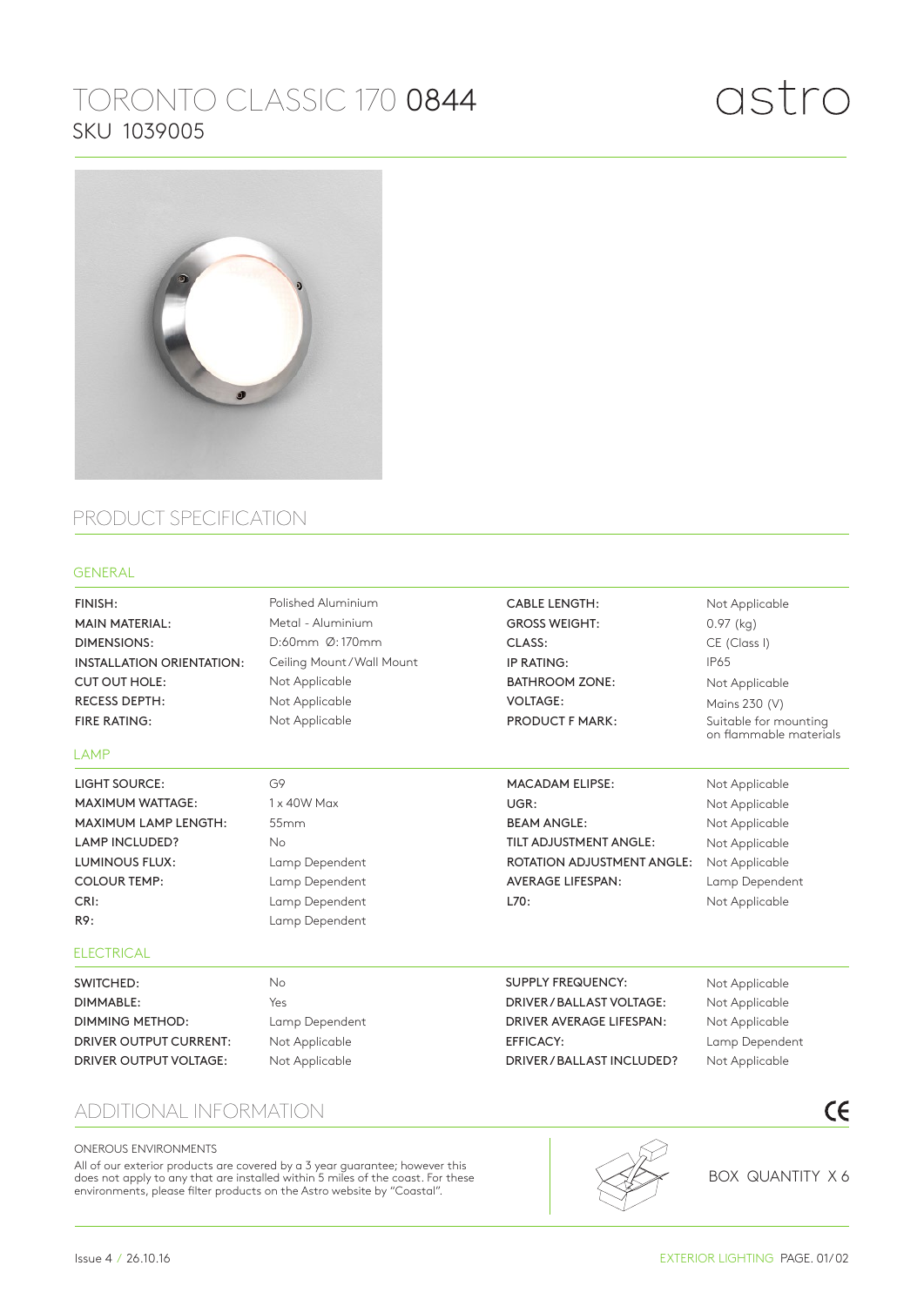# TORONTO CLASSIC 170 0844

SKU 1039005

astro

## PRODUCT SPECIFICATION

### GENERAL

| | | | |
|---|---|---|---|
| FINISH: | Polished Aluminium | CABLE LENGTH: | Not Applicable |
| MAIN MATERIAL: | Metal - Aluminium | GROSS WEIGHT: | 0.97 (kg) |
| DIMENSIONS: | D:60mm Ø: 170mm | CLASS: | CE (Class I) |
| INSTALLATION ORIENTATION: | Ceiling Mount / Wall Mount | IP RATING: | IP65 |
| CUT OUT HOLE: | Not Applicable | BATHROOM ZONE: | Not Applicable |
| RECESS DEPTH: | Not Applicable | VOLTAGE: | Mains 230 (V) |
| FIRE RATING: | Not Applicable | PRODUCT F MARK: | Suitable for mounting on flammable materials |

### LAMP

| | | | |
|---|---|---|---|
| LIGHT SOURCE: | G9 | MACADAM ELIPSE: | Not Applicable |
| MAXIMUM WATTAGE: | 1 x 40W Max | UGR: | Not Applicable |
| MAXIMUM LAMP LENGTH: | 55mm | BEAM ANGLE: | Not Applicable |
| LAMP INCLUDED? | No | TILT ADJUSTMENT ANGLE: | Not Applicable |
| LUMINOUS FLUX: | Lamp Dependent | ROTATION ADJUSTMENT ANGLE: | Not Applicable |
| COLOUR TEMP: | Lamp Dependent | AVERAGE LIFESPAN: | Lamp Dependent |
| CRI: | Lamp Dependent | L70: | Not Applicable |
| R9: | Lamp Dependent | | |

### ELECTRICAL

| | | | |
|---|---|---|---|
| SWITCHED: | No | SUPPLY FREQUENCY: | Not Applicable |
| DIMMABLE: | Yes | DRIVER / BALLAST VOLTAGE: | Not Applicable |
| DIMMING METHOD: | Lamp Dependent | DRIVER AVERAGE LIFESPAN: | Not Applicable |
| DRIVER OUTPUT CURRENT: | Not Applicable | EFFICACY: | Lamp Dependent |
| DRIVER OUTPUT VOLTAGE: | Not Applicable | DRIVER / BALLAST INCLUDED? | Not Applicable |

## ADDITIONAL INFORMATION

ONEROUS ENVIRONMENTS

All of our exterior products are covered by a 3 year guarantee; however this does not apply to any that are installed within 5 miles of the coast. For these environments, please filter products on the Astro website by "Coastal".

BOX QUANTITY X 6

Issue 4 / 26.10.16

EXTERIOR LIGHTING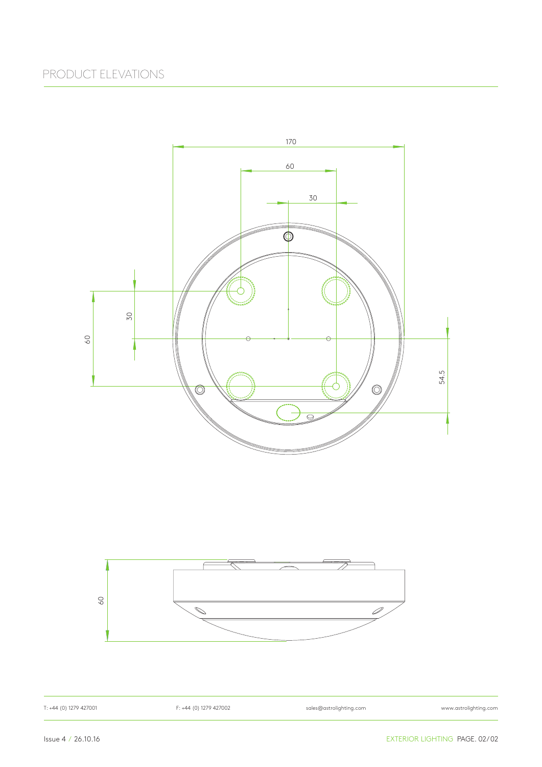# PRODUCT ELEVATIONS

170

60

30

30

60

54.5

60

T: +44 (0) 1279 427001

F: +44 (0) 1279 427002

sales@astrolighting.com

www.astrolighting.com

Issue 4 / 26.10.16

EXTERIOR LIGHTING